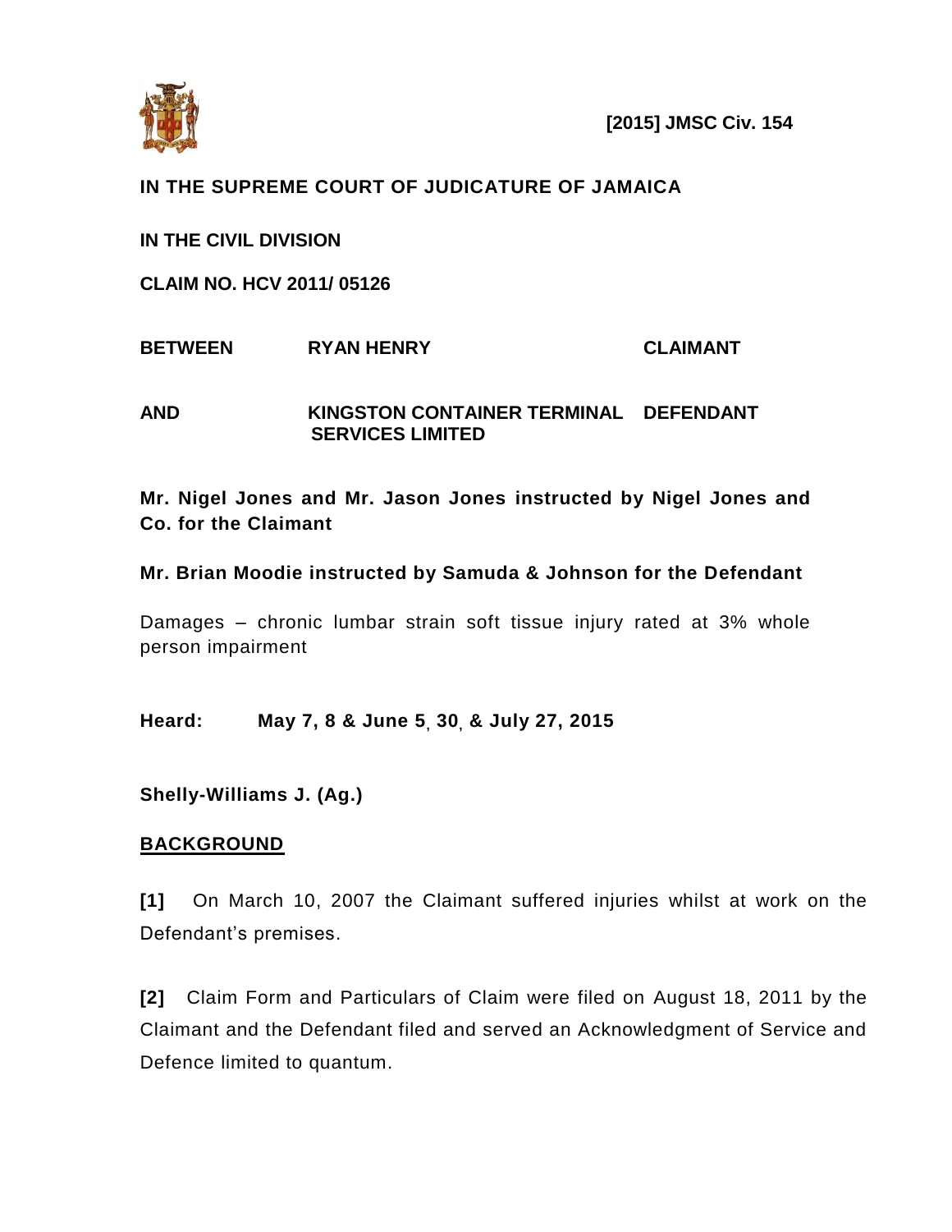**[2015] JMSC Civ. 154**

**IN THE SUPREME COURT OF JUDICATURE OF JAMAICA**

**IN THE CIVIL DIVISION**

**CLAIM NO. HCV 2011/ 05126**

| | | |
|---|---|---|
| **BETWEEN** | **RYAN HENRY** | **CLAIMANT** |
| **AND** | **KINGSTON CONTAINER TERMINAL SERVICES LIMITED** | **DEFENDANT** |

**Mr. Nigel Jones and Mr. Jason Jones instructed by Nigel Jones and Co. for the Claimant**

**Mr. Brian Moodie instructed by Samuda & Johnson for the Defendant**

Damages – chronic lumbar strain soft tissue injury rated at 3% whole person impairment

**Heard: May 7, 8 & June 5, 30, & July 27, 2015**

**Shelly-Williams J. (Ag.)**

## BACKGROUND

**[1]** On March 10, 2007 the Claimant suffered injuries whilst at work on the Defendant's premises.

**[2]** Claim Form and Particulars of Claim were filed on August 18, 2011 by the Claimant and the Defendant filed and served an Acknowledgment of Service and Defence limited to quantum.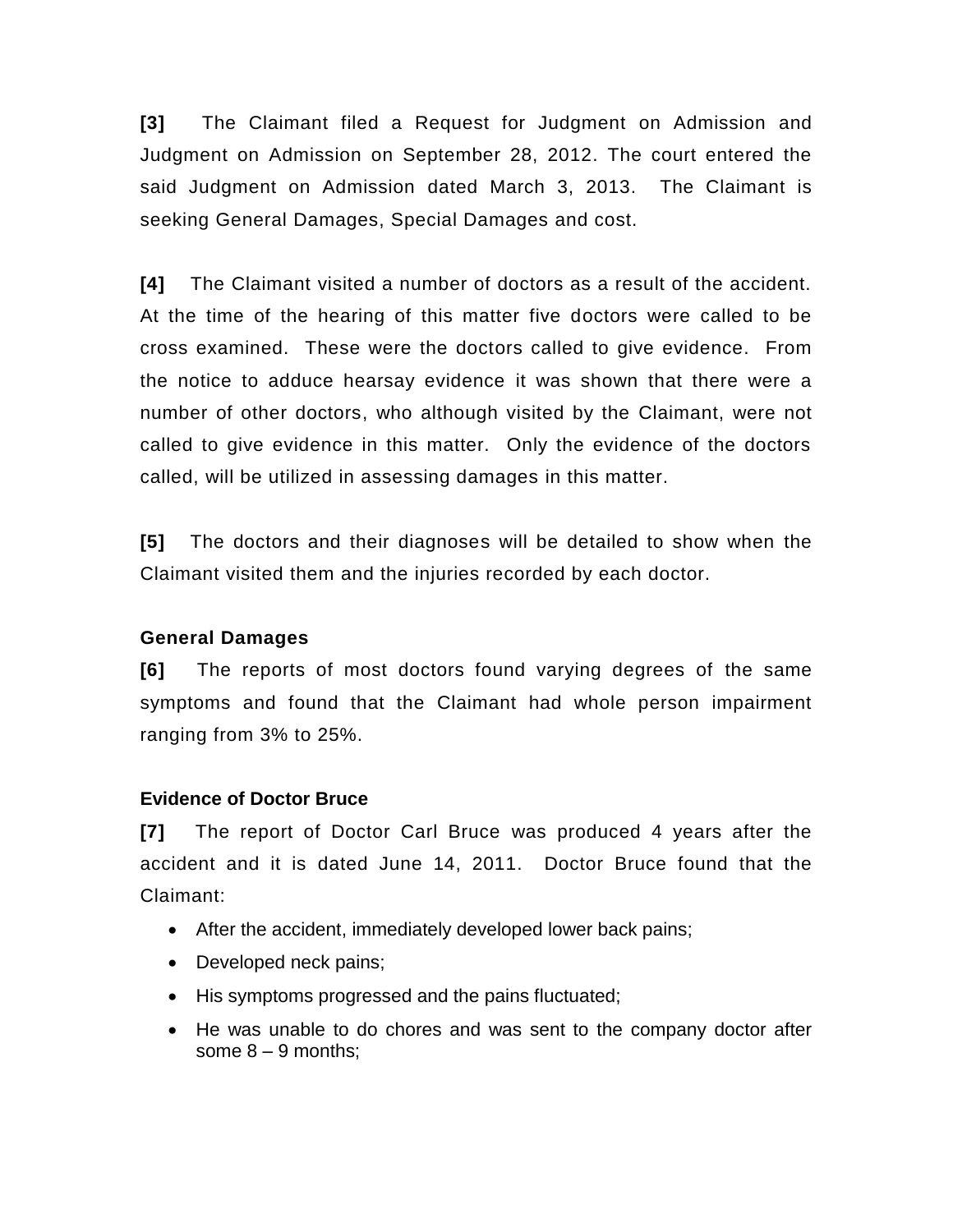**[3]** The Claimant filed a Request for Judgment on Admission and Judgment on Admission on September 28, 2012. The court entered the said Judgment on Admission dated March 3, 2013. The Claimant is seeking General Damages, Special Damages and cost.

**[4]** The Claimant visited a number of doctors as a result of the accident. At the time of the hearing of this matter five doctors were called to be cross examined. These were the doctors called to give evidence. From the notice to adduce hearsay evidence it was shown that there were a number of other doctors, who although visited by the Claimant, were not called to give evidence in this matter. Only the evidence of the doctors called, will be utilized in assessing damages in this matter.

**[5]** The doctors and their diagnoses will be detailed to show when the Claimant visited them and the injuries recorded by each doctor.

**General Damages**

**[6]** The reports of most doctors found varying degrees of the same symptoms and found that the Claimant had whole person impairment ranging from 3% to 25%.

**Evidence of Doctor Bruce**

**[7]** The report of Doctor Carl Bruce was produced 4 years after the accident and it is dated June 14, 2011. Doctor Bruce found that the Claimant:

- After the accident, immediately developed lower back pains;
- Developed neck pains;
- His symptoms progressed and the pains fluctuated;
- He was unable to do chores and was sent to the company doctor after some 8 – 9 months;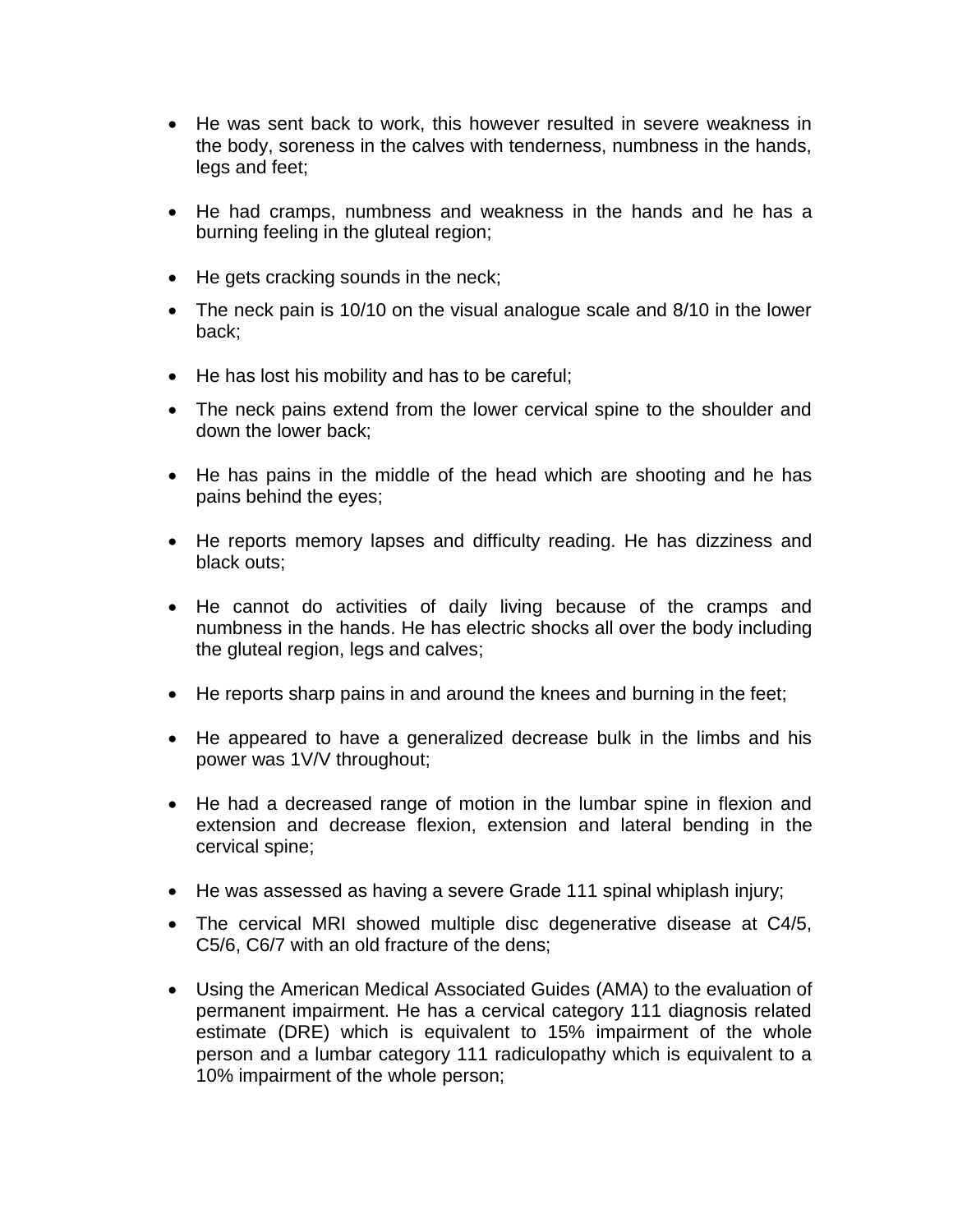- He was sent back to work, this however resulted in severe weakness in the body, soreness in the calves with tenderness, numbness in the hands, legs and feet;

- He had cramps, numbness and weakness in the hands and he has a burning feeling in the gluteal region;

- He gets cracking sounds in the neck;

- The neck pain is 10/10 on the visual analogue scale and 8/10 in the lower back;

- He has lost his mobility and has to be careful;

- The neck pains extend from the lower cervical spine to the shoulder and down the lower back;

- He has pains in the middle of the head which are shooting and he has pains behind the eyes;

- He reports memory lapses and difficulty reading. He has dizziness and black outs;

- He cannot do activities of daily living because of the cramps and numbness in the hands. He has electric shocks all over the body including the gluteal region, legs and calves;

- He reports sharp pains in and around the knees and burning in the feet;

- He appeared to have a generalized decrease bulk in the limbs and his power was 1V/V throughout;

- He had a decreased range of motion in the lumbar spine in flexion and extension and decrease flexion, extension and lateral bending in the cervical spine;

- He was assessed as having a severe Grade 111 spinal whiplash injury;

- The cervical MRI showed multiple disc degenerative disease at C4/5, C5/6, C6/7 with an old fracture of the dens;

- Using the American Medical Associated Guides (AMA) to the evaluation of permanent impairment. He has a cervical category 111 diagnosis related estimate (DRE) which is equivalent to 15% impairment of the whole person and a lumbar category 111 radiculopathy which is equivalent to a 10% impairment of the whole person;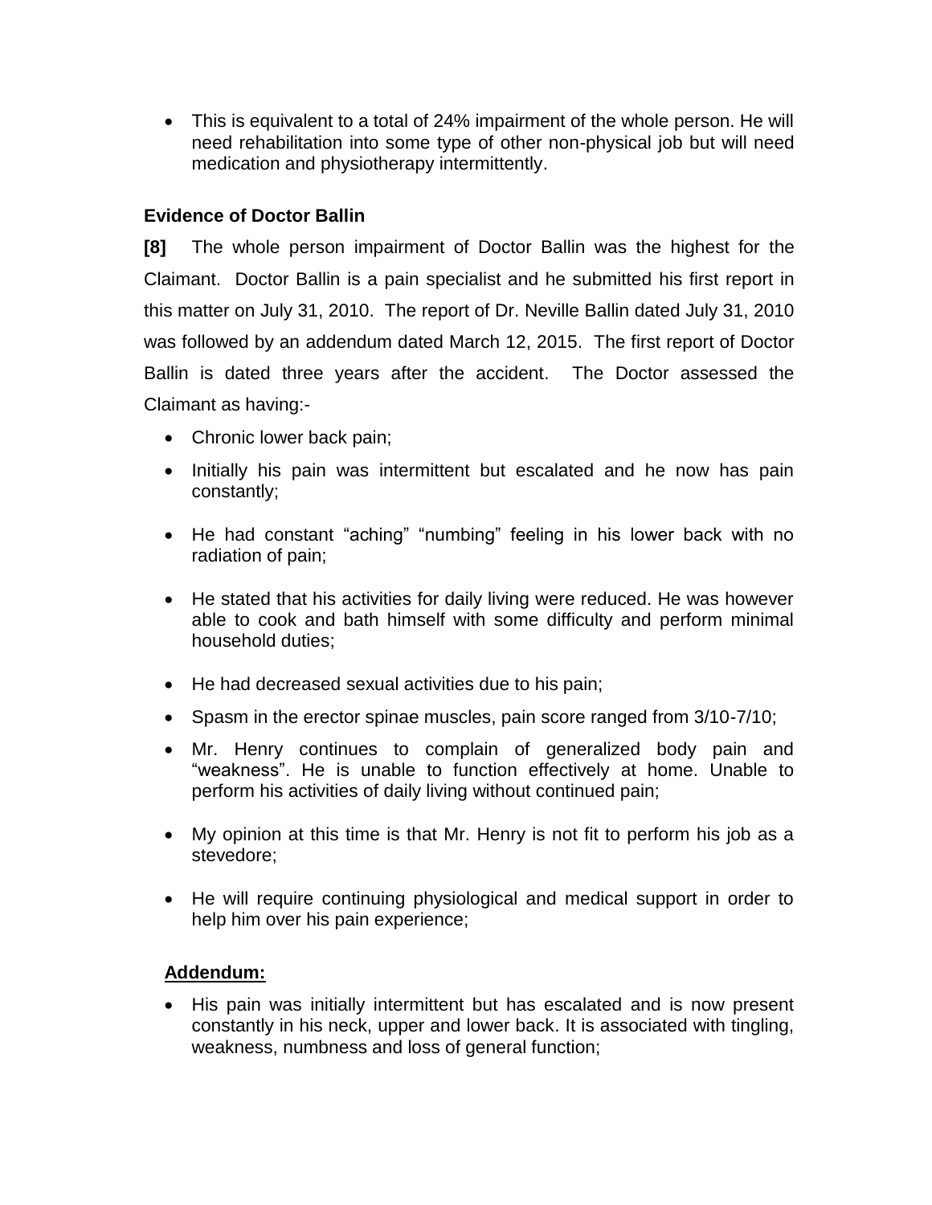- This is equivalent to a total of 24% impairment of the whole person. He will need rehabilitation into some type of other non-physical job but will need medication and physiotherapy intermittently.

**Evidence of Doctor Ballin**

**[8]** The whole person impairment of Doctor Ballin was the highest for the Claimant. Doctor Ballin is a pain specialist and he submitted his first report in this matter on July 31, 2010. The report of Dr. Neville Ballin dated July 31, 2010 was followed by an addendum dated March 12, 2015. The first report of Doctor Ballin is dated three years after the accident. The Doctor assessed the Claimant as having:-

- Chronic lower back pain;
- Initially his pain was intermittent but escalated and he now has pain constantly;
- He had constant "aching" "numbing" feeling in his lower back with no radiation of pain;
- He stated that his activities for daily living were reduced. He was however able to cook and bath himself with some difficulty and perform minimal household duties;
- He had decreased sexual activities due to his pain;
- Spasm in the erector spinae muscles, pain score ranged from 3/10-7/10;
- Mr. Henry continues to complain of generalized body pain and "weakness". He is unable to function effectively at home. Unable to perform his activities of daily living without continued pain;
- My opinion at this time is that Mr. Henry is not fit to perform his job as a stevedore;
- He will require continuing physiological and medical support in order to help him over his pain experience;

<u>**Addendum:**</u>

- His pain was initially intermittent but has escalated and is now present constantly in his neck, upper and lower back. It is associated with tingling, weakness, numbness and loss of general function;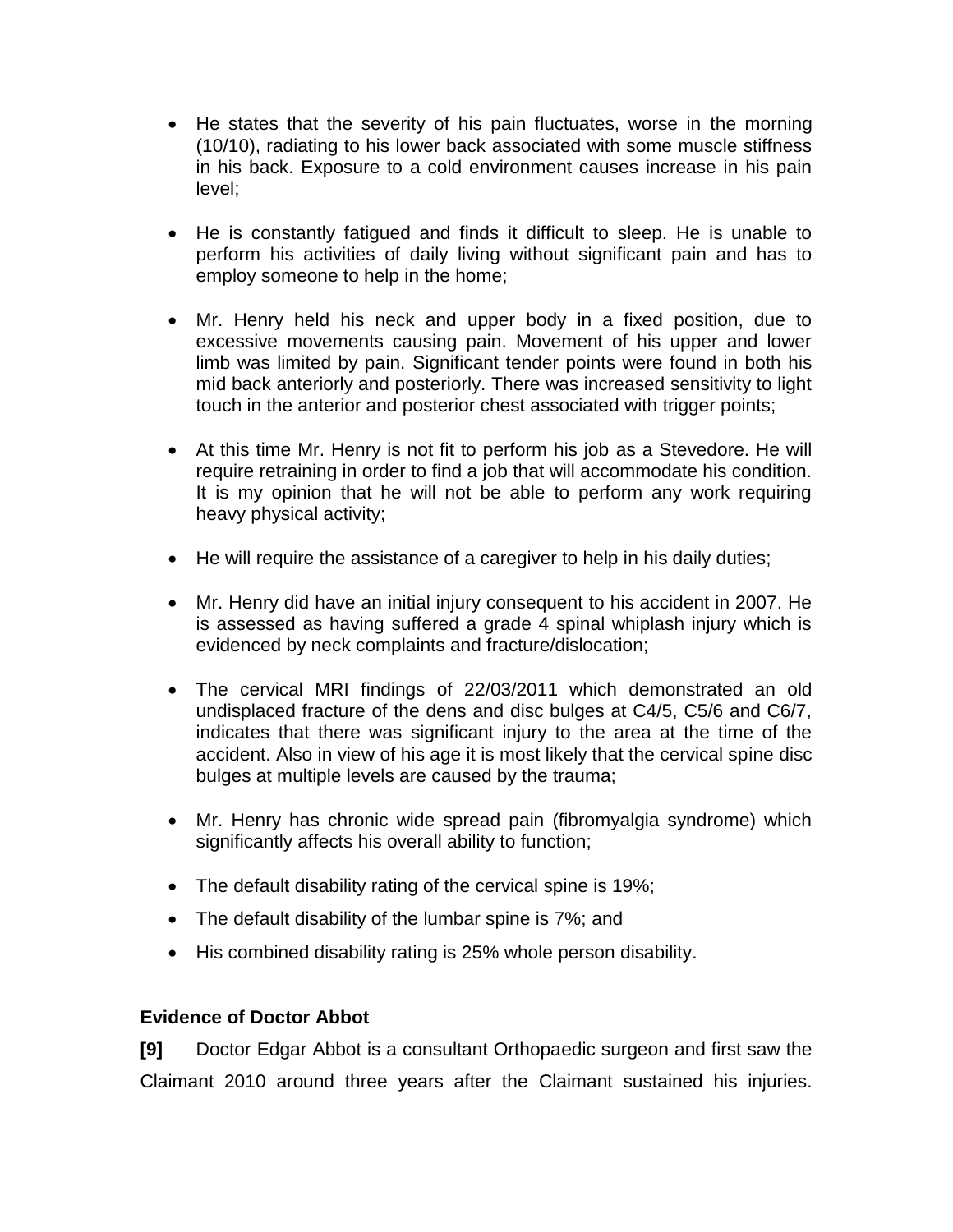- He states that the severity of his pain fluctuates, worse in the morning (10/10), radiating to his lower back associated with some muscle stiffness in his back. Exposure to a cold environment causes increase in his pain level;

- He is constantly fatigued and finds it difficult to sleep. He is unable to perform his activities of daily living without significant pain and has to employ someone to help in the home;

- Mr. Henry held his neck and upper body in a fixed position, due to excessive movements causing pain. Movement of his upper and lower limb was limited by pain. Significant tender points were found in both his mid back anteriorly and posteriorly. There was increased sensitivity to light touch in the anterior and posterior chest associated with trigger points;

- At this time Mr. Henry is not fit to perform his job as a Stevedore. He will require retraining in order to find a job that will accommodate his condition. It is my opinion that he will not be able to perform any work requiring heavy physical activity;

- He will require the assistance of a caregiver to help in his daily duties;

- Mr. Henry did have an initial injury consequent to his accident in 2007. He is assessed as having suffered a grade 4 spinal whiplash injury which is evidenced by neck complaints and fracture/dislocation;

- The cervical MRI findings of 22/03/2011 which demonstrated an old undisplaced fracture of the dens and disc bulges at C4/5, C5/6 and C6/7, indicates that there was significant injury to the area at the time of the accident. Also in view of his age it is most likely that the cervical spine disc bulges at multiple levels are caused by the trauma;

- Mr. Henry has chronic wide spread pain (fibromyalgia syndrome) which significantly affects his overall ability to function;

- The default disability rating of the cervical spine is 19%;

- The default disability of the lumbar spine is 7%; and

- His combined disability rating is 25% whole person disability.

**Evidence of Doctor Abbot**

**[9]** Doctor Edgar Abbot is a consultant Orthopaedic surgeon and first saw the Claimant 2010 around three years after the Claimant sustained his injuries.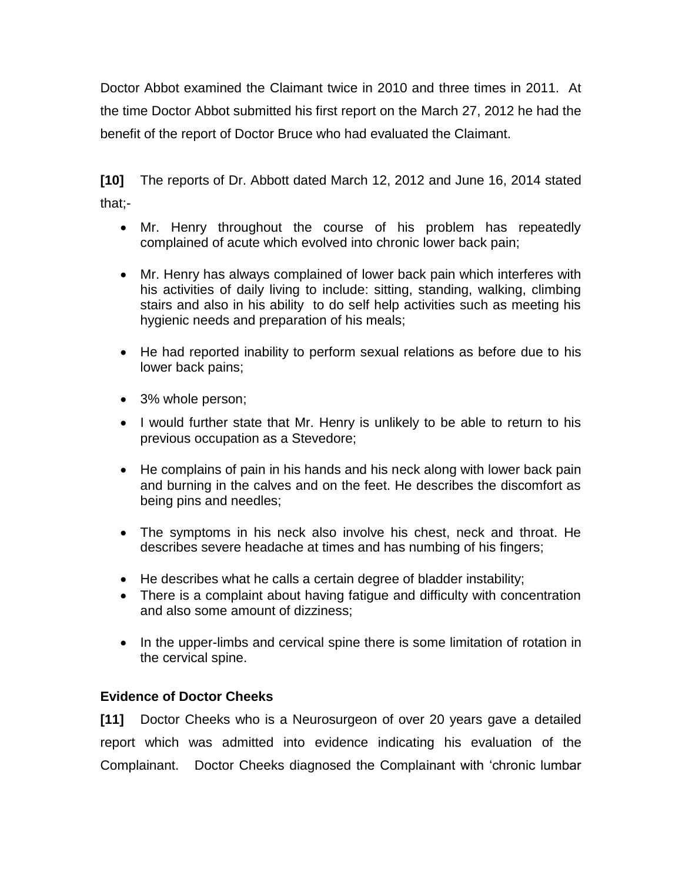Doctor Abbot examined the Claimant twice in 2010 and three times in 2011. At the time Doctor Abbot submitted his first report on the March 27, 2012 he had the benefit of the report of Doctor Bruce who had evaluated the Claimant.

**[10]** The reports of Dr. Abbott dated March 12, 2012 and June 16, 2014 stated that;-

- Mr. Henry throughout the course of his problem has repeatedly complained of acute which evolved into chronic lower back pain;
- Mr. Henry has always complained of lower back pain which interferes with his activities of daily living to include: sitting, standing, walking, climbing stairs and also in his ability to do self help activities such as meeting his hygienic needs and preparation of his meals;
- He had reported inability to perform sexual relations as before due to his lower back pains;
- 3% whole person;
- I would further state that Mr. Henry is unlikely to be able to return to his previous occupation as a Stevedore;
- He complains of pain in his hands and his neck along with lower back pain and burning in the calves and on the feet. He describes the discomfort as being pins and needles;
- The symptoms in his neck also involve his chest, neck and throat. He describes severe headache at times and has numbing of his fingers;
- He describes what he calls a certain degree of bladder instability;
- There is a complaint about having fatigue and difficulty with concentration and also some amount of dizziness;
- In the upper-limbs and cervical spine there is some limitation of rotation in the cervical spine.

**Evidence of Doctor Cheeks**

**[11]** Doctor Cheeks who is a Neurosurgeon of over 20 years gave a detailed report which was admitted into evidence indicating his evaluation of the Complainant. Doctor Cheeks diagnosed the Complainant with 'chronic lumbar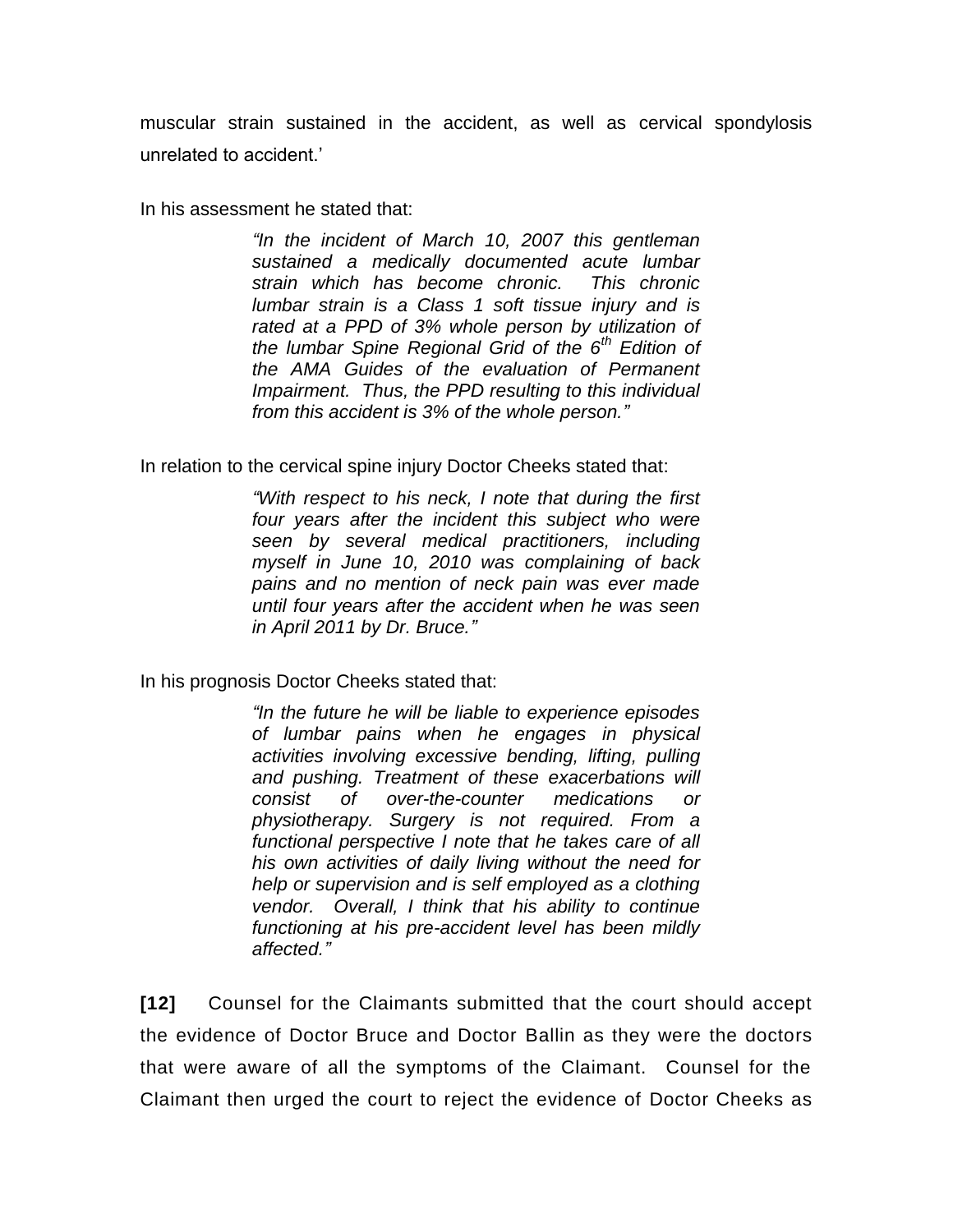muscular strain sustained in the accident, as well as cervical spondylosis unrelated to accident.'

In his assessment he stated that:

> *"In the incident of March 10, 2007 this gentleman sustained a medically documented acute lumbar strain which has become chronic. This chronic lumbar strain is a Class 1 soft tissue injury and is rated at a PPD of 3% whole person by utilization of the lumbar Spine Regional Grid of the 6th Edition of the AMA Guides of the evaluation of Permanent Impairment. Thus, the PPD resulting to this individual from this accident is 3% of the whole person."*

In relation to the cervical spine injury Doctor Cheeks stated that:

> *"With respect to his neck, I note that during the first four years after the incident this subject who were seen by several medical practitioners, including myself in June 10, 2010 was complaining of back pains and no mention of neck pain was ever made until four years after the accident when he was seen in April 2011 by Dr. Bruce."*

In his prognosis Doctor Cheeks stated that:

> *"In the future he will be liable to experience episodes of lumbar pains when he engages in physical activities involving excessive bending, lifting, pulling and pushing. Treatment of these exacerbations will consist of over-the-counter medications or physiotherapy. Surgery is not required. From a functional perspective I note that he takes care of all his own activities of daily living without the need for help or supervision and is self employed as a clothing vendor. Overall, I think that his ability to continue functioning at his pre-accident level has been mildly affected."*

**[12]** Counsel for the Claimants submitted that the court should accept the evidence of Doctor Bruce and Doctor Ballin as they were the doctors that were aware of all the symptoms of the Claimant. Counsel for the Claimant then urged the court to reject the evidence of Doctor Cheeks as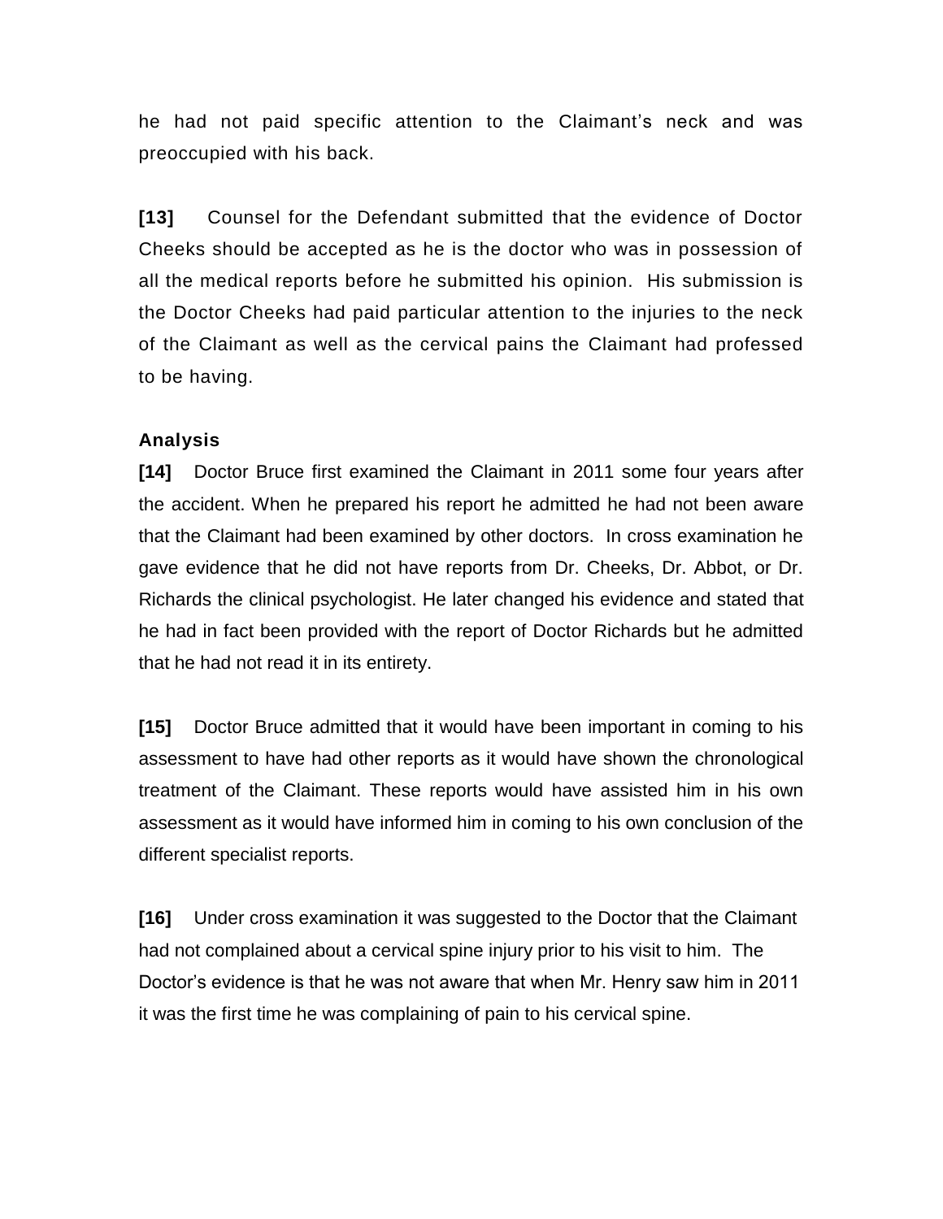he had not paid specific attention to the Claimant's neck and was preoccupied with his back.

**[13]** Counsel for the Defendant submitted that the evidence of Doctor Cheeks should be accepted as he is the doctor who was in possession of all the medical reports before he submitted his opinion. His submission is the Doctor Cheeks had paid particular attention to the injuries to the neck of the Claimant as well as the cervical pains the Claimant had professed to be having.

**Analysis**

**[14]** Doctor Bruce first examined the Claimant in 2011 some four years after the accident. When he prepared his report he admitted he had not been aware that the Claimant had been examined by other doctors. In cross examination he gave evidence that he did not have reports from Dr. Cheeks, Dr. Abbot, or Dr. Richards the clinical psychologist. He later changed his evidence and stated that he had in fact been provided with the report of Doctor Richards but he admitted that he had not read it in its entirety.

**[15]** Doctor Bruce admitted that it would have been important in coming to his assessment to have had other reports as it would have shown the chronological treatment of the Claimant. These reports would have assisted him in his own assessment as it would have informed him in coming to his own conclusion of the different specialist reports.

**[16]** Under cross examination it was suggested to the Doctor that the Claimant had not complained about a cervical spine injury prior to his visit to him. The Doctor's evidence is that he was not aware that when Mr. Henry saw him in 2011 it was the first time he was complaining of pain to his cervical spine.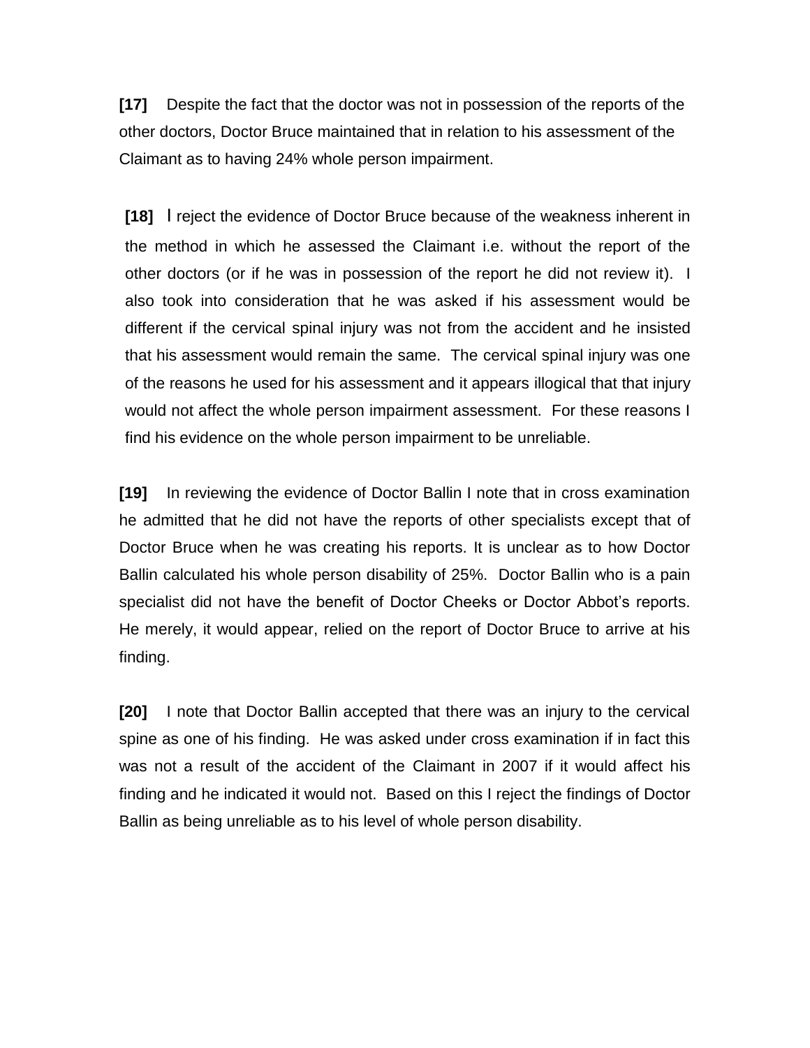**[17]** Despite the fact that the doctor was not in possession of the reports of the other doctors, Doctor Bruce maintained that in relation to his assessment of the Claimant as to having 24% whole person impairment.

**[18]** I reject the evidence of Doctor Bruce because of the weakness inherent in the method in which he assessed the Claimant i.e. without the report of the other doctors (or if he was in possession of the report he did not review it). I also took into consideration that he was asked if his assessment would be different if the cervical spinal injury was not from the accident and he insisted that his assessment would remain the same. The cervical spinal injury was one of the reasons he used for his assessment and it appears illogical that that injury would not affect the whole person impairment assessment. For these reasons I find his evidence on the whole person impairment to be unreliable.

**[19]** In reviewing the evidence of Doctor Ballin I note that in cross examination he admitted that he did not have the reports of other specialists except that of Doctor Bruce when he was creating his reports. It is unclear as to how Doctor Ballin calculated his whole person disability of 25%. Doctor Ballin who is a pain specialist did not have the benefit of Doctor Cheeks or Doctor Abbot's reports. He merely, it would appear, relied on the report of Doctor Bruce to arrive at his finding.

**[20]** I note that Doctor Ballin accepted that there was an injury to the cervical spine as one of his finding. He was asked under cross examination if in fact this was not a result of the accident of the Claimant in 2007 if it would affect his finding and he indicated it would not. Based on this I reject the findings of Doctor Ballin as being unreliable as to his level of whole person disability.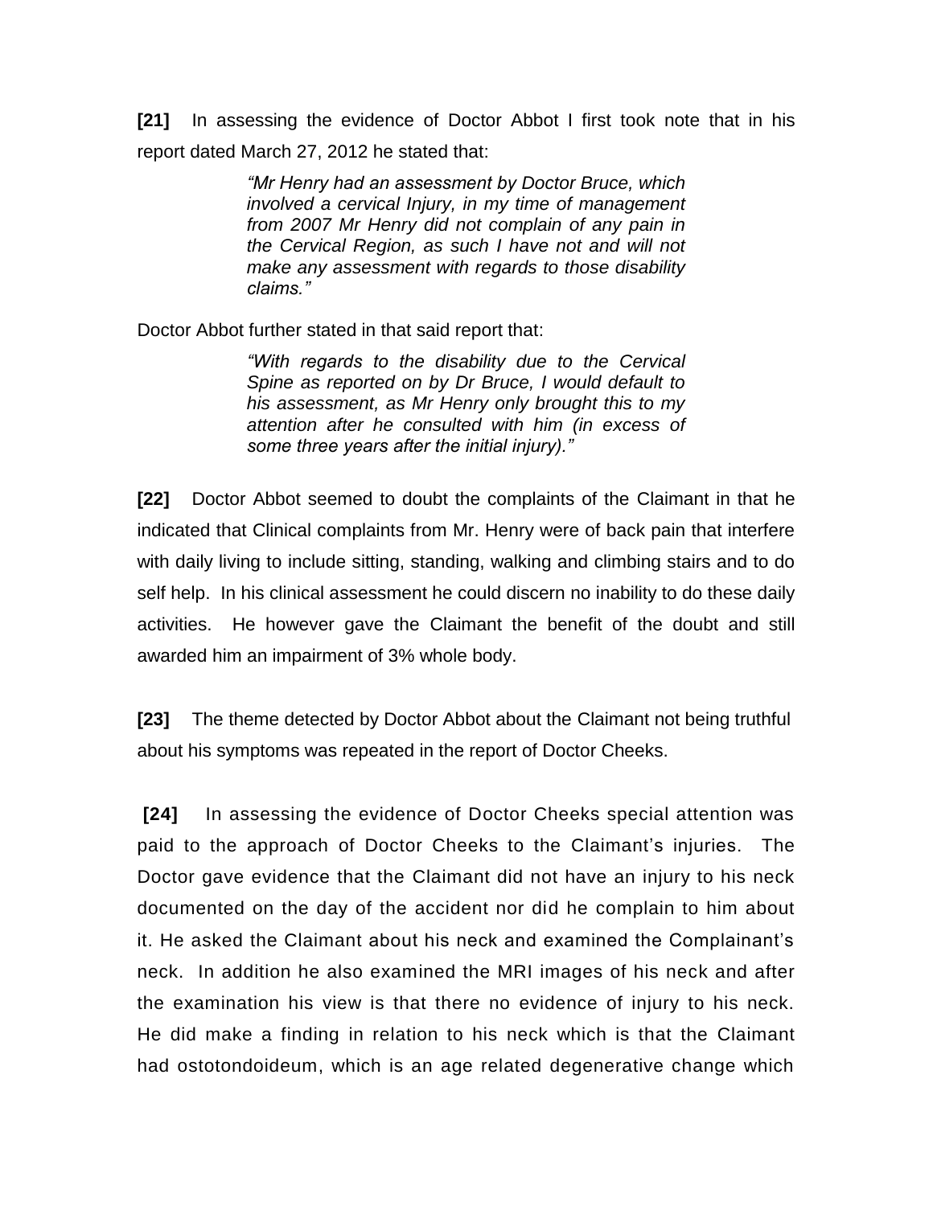**[21]** In assessing the evidence of Doctor Abbot I first took note that in his report dated March 27, 2012 he stated that:

> *"Mr Henry had an assessment by Doctor Bruce, which involved a cervical Injury, in my time of management from 2007 Mr Henry did not complain of any pain in the Cervical Region, as such I have not and will not make any assessment with regards to those disability claims."*

Doctor Abbot further stated in that said report that:

> *"With regards to the disability due to the Cervical Spine as reported on by Dr Bruce, I would default to his assessment, as Mr Henry only brought this to my attention after he consulted with him (in excess of some three years after the initial injury)."*

**[22]** Doctor Abbot seemed to doubt the complaints of the Claimant in that he indicated that Clinical complaints from Mr. Henry were of back pain that interfere with daily living to include sitting, standing, walking and climbing stairs and to do self help. In his clinical assessment he could discern no inability to do these daily activities. He however gave the Claimant the benefit of the doubt and still awarded him an impairment of 3% whole body.

**[23]** The theme detected by Doctor Abbot about the Claimant not being truthful about his symptoms was repeated in the report of Doctor Cheeks.

**[24]** In assessing the evidence of Doctor Cheeks special attention was paid to the approach of Doctor Cheeks to the Claimant's injuries. The Doctor gave evidence that the Claimant did not have an injury to his neck documented on the day of the accident nor did he complain to him about it. He asked the Claimant about his neck and examined the Complainant's neck. In addition he also examined the MRI images of his neck and after the examination his view is that there no evidence of injury to his neck. He did make a finding in relation to his neck which is that the Claimant had ostotondoideum, which is an age related degenerative change which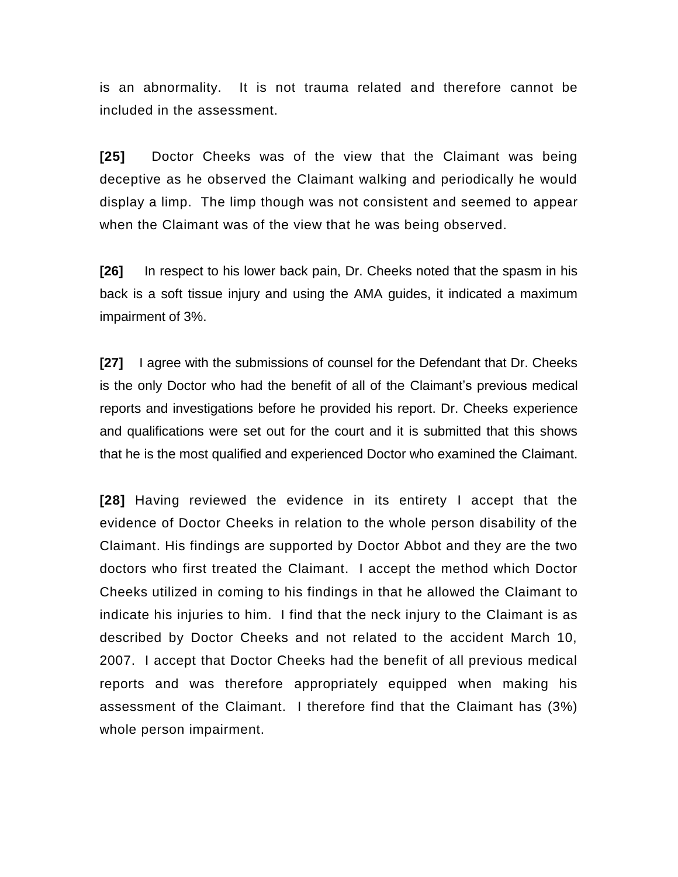is an abnormality. It is not trauma related and therefore cannot be included in the assessment.

**[25]** Doctor Cheeks was of the view that the Claimant was being deceptive as he observed the Claimant walking and periodically he would display a limp. The limp though was not consistent and seemed to appear when the Claimant was of the view that he was being observed.

**[26]** In respect to his lower back pain, Dr. Cheeks noted that the spasm in his back is a soft tissue injury and using the AMA guides, it indicated a maximum impairment of 3%.

**[27]** I agree with the submissions of counsel for the Defendant that Dr. Cheeks is the only Doctor who had the benefit of all of the Claimant's previous medical reports and investigations before he provided his report. Dr. Cheeks experience and qualifications were set out for the court and it is submitted that this shows that he is the most qualified and experienced Doctor who examined the Claimant.

**[28]** Having reviewed the evidence in its entirety I accept that the evidence of Doctor Cheeks in relation to the whole person disability of the Claimant. His findings are supported by Doctor Abbot and they are the two doctors who first treated the Claimant. I accept the method which Doctor Cheeks utilized in coming to his findings in that he allowed the Claimant to indicate his injuries to him. I find that the neck injury to the Claimant is as described by Doctor Cheeks and not related to the accident March 10, 2007. I accept that Doctor Cheeks had the benefit of all previous medical reports and was therefore appropriately equipped when making his assessment of the Claimant. I therefore find that the Claimant has (3%) whole person impairment.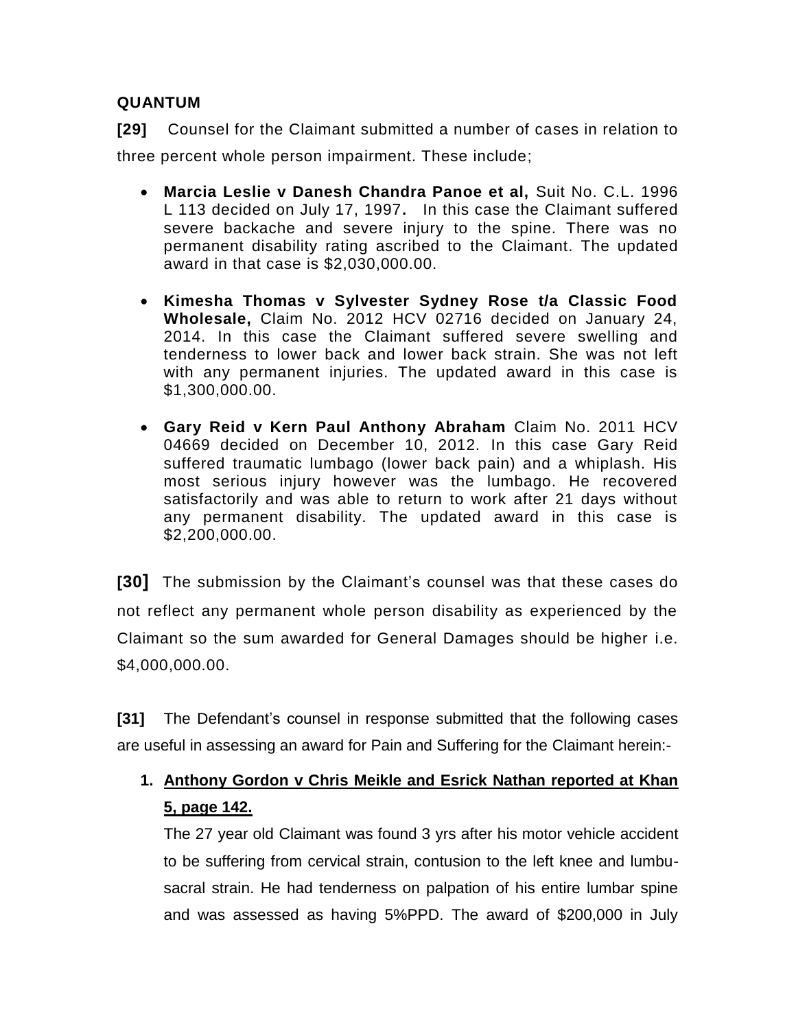**QUANTUM**

**[29]** Counsel for the Claimant submitted a number of cases in relation to three percent whole person impairment. These include;

- **Marcia Leslie v Danesh Chandra Panoe et al,** Suit No. C.L. 1996 L 113 decided on July 17, 1997**.** In this case the Claimant suffered severe backache and severe injury to the spine. There was no permanent disability rating ascribed to the Claimant. The updated award in that case is $2,030,000.00.

- **Kimesha Thomas v Sylvester Sydney Rose t/a Classic Food Wholesale,** Claim No. 2012 HCV 02716 decided on January 24, 2014. In this case the Claimant suffered severe swelling and tenderness to lower back and lower back strain. She was not left with any permanent injuries. The updated award in this case is $1,300,000.00.

- **Gary Reid v Kern Paul Anthony Abraham** Claim No. 2011 HCV 04669 decided on December 10, 2012. In this case Gary Reid suffered traumatic lumbago (lower back pain) and a whiplash. His most serious injury however was the lumbago. He recovered satisfactorily and was able to return to work after 21 days without any permanent disability. The updated award in this case is $2,200,000.00.

**[30]** The submission by the Claimant's counsel was that these cases do not reflect any permanent whole person disability as experienced by the Claimant so the sum awarded for General Damages should be higher i.e. $4,000,000.00.

**[31]** The Defendant's counsel in response submitted that the following cases are useful in assessing an award for Pain and Suffering for the Claimant herein:-

1. **Anthony Gordon v Chris Meikle and Esrick Nathan reported at Khan 5, page 142.**

   The 27 year old Claimant was found 3 yrs after his motor vehicle accident to be suffering from cervical strain, contusion to the left knee and lumbu-sacral strain. He had tenderness on palpation of his entire lumbar spine and was assessed as having 5%PPD. The award of $200,000 in July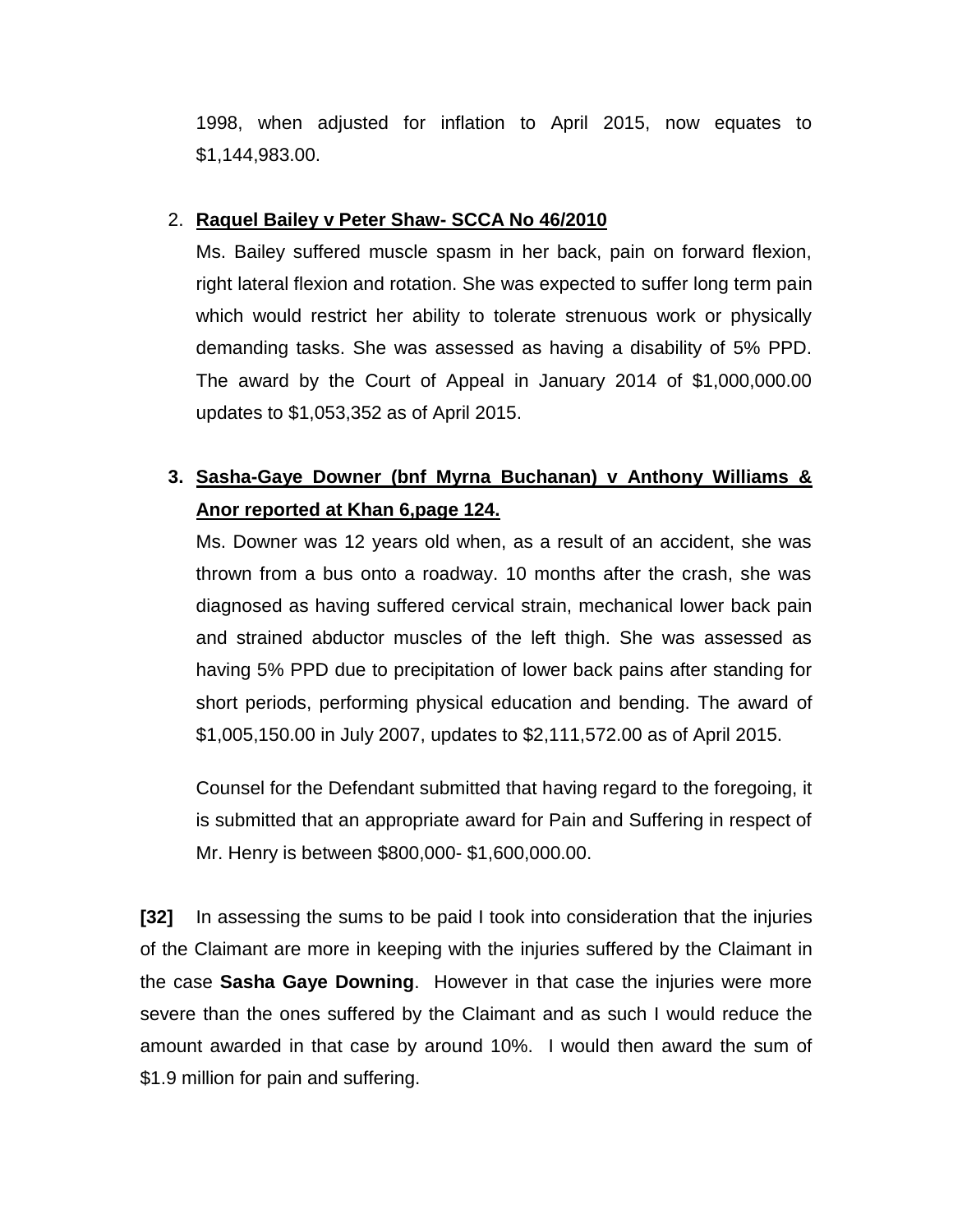1998, when adjusted for inflation to April 2015, now equates to $1,144,983.00.

2. **Raquel Bailey v Peter Shaw- SCCA No 46/2010**

   Ms. Bailey suffered muscle spasm in her back, pain on forward flexion, right lateral flexion and rotation. She was expected to suffer long term pain which would restrict her ability to tolerate strenuous work or physically demanding tasks. She was assessed as having a disability of 5% PPD. The award by the Court of Appeal in January 2014 of $1,000,000.00 updates to $1,053,352 as of April 2015.

3. **Sasha-Gaye Downer (bnf Myrna Buchanan) v Anthony Williams & Anor reported at Khan 6,page 124.**

   Ms. Downer was 12 years old when, as a result of an accident, she was thrown from a bus onto a roadway. 10 months after the crash, she was diagnosed as having suffered cervical strain, mechanical lower back pain and strained abductor muscles of the left thigh. She was assessed as having 5% PPD due to precipitation of lower back pains after standing for short periods, performing physical education and bending. The award of $1,005,150.00 in July 2007, updates to $2,111,572.00 as of April 2015.

   Counsel for the Defendant submitted that having regard to the foregoing, it is submitted that an appropriate award for Pain and Suffering in respect of Mr. Henry is between $800,000- $1,600,000.00.

**[32]** In assessing the sums to be paid I took into consideration that the injuries of the Claimant are more in keeping with the injuries suffered by the Claimant in the case **Sasha Gaye Downing**. However in that case the injuries were more severe than the ones suffered by the Claimant and as such I would reduce the amount awarded in that case by around 10%. I would then award the sum of $1.9 million for pain and suffering.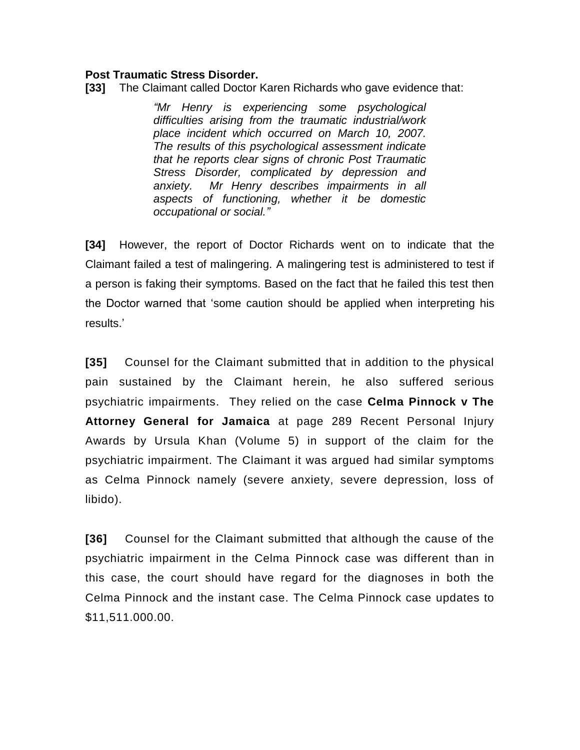**Post Traumatic Stress Disorder.**

**[33]** The Claimant called Doctor Karen Richards who gave evidence that:

> *"Mr Henry is experiencing some psychological difficulties arising from the traumatic industrial/work place incident which occurred on March 10, 2007. The results of this psychological assessment indicate that he reports clear signs of chronic Post Traumatic Stress Disorder, complicated by depression and anxiety. Mr Henry describes impairments in all aspects of functioning, whether it be domestic occupational or social."*

**[34]** However, the report of Doctor Richards went on to indicate that the Claimant failed a test of malingering. A malingering test is administered to test if a person is faking their symptoms. Based on the fact that he failed this test then the Doctor warned that 'some caution should be applied when interpreting his results.'

**[35]** Counsel for the Claimant submitted that in addition to the physical pain sustained by the Claimant herein, he also suffered serious psychiatric impairments. They relied on the case **Celma Pinnock v The Attorney General for Jamaica** at page 289 Recent Personal Injury Awards by Ursula Khan (Volume 5) in support of the claim for the psychiatric impairment. The Claimant it was argued had similar symptoms as Celma Pinnock namely (severe anxiety, severe depression, loss of libido).

**[36]** Counsel for the Claimant submitted that although the cause of the psychiatric impairment in the Celma Pinnock case was different than in this case, the court should have regard for the diagnoses in both the Celma Pinnock and the instant case. The Celma Pinnock case updates to $11,511.000.00.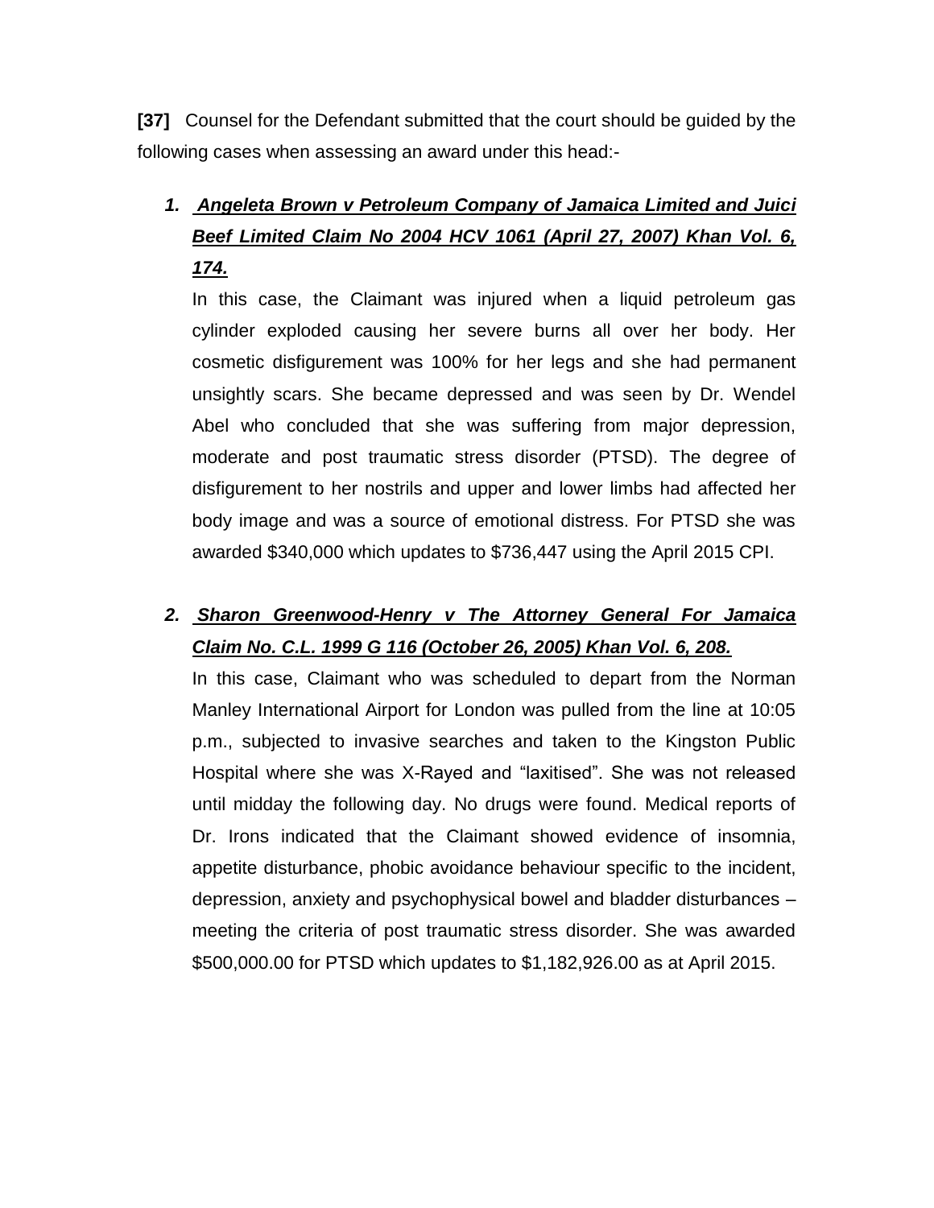**[37]** Counsel for the Defendant submitted that the court should be guided by the following cases when assessing an award under this head:-

1. ***Angeleta Brown v Petroleum Company of Jamaica Limited and Juici Beef Limited Claim No 2004 HCV 1061 (April 27, 2007) Khan Vol. 6, 174.***

   In this case, the Claimant was injured when a liquid petroleum gas cylinder exploded causing her severe burns all over her body. Her cosmetic disfigurement was 100% for her legs and she had permanent unsightly scars. She became depressed and was seen by Dr. Wendel Abel who concluded that she was suffering from major depression, moderate and post traumatic stress disorder (PTSD). The degree of disfigurement to her nostrils and upper and lower limbs had affected her body image and was a source of emotional distress. For PTSD she was awarded $340,000 which updates to $736,447 using the April 2015 CPI.

2. ***Sharon Greenwood-Henry v The Attorney General For Jamaica Claim No. C.L. 1999 G 116 (October 26, 2005) Khan Vol. 6, 208.***

   In this case, Claimant who was scheduled to depart from the Norman Manley International Airport for London was pulled from the line at 10:05 p.m., subjected to invasive searches and taken to the Kingston Public Hospital where she was X-Rayed and "laxitised". She was not released until midday the following day. No drugs were found. Medical reports of Dr. Irons indicated that the Claimant showed evidence of insomnia, appetite disturbance, phobic avoidance behaviour specific to the incident, depression, anxiety and psychophysical bowel and bladder disturbances – meeting the criteria of post traumatic stress disorder. She was awarded $500,000.00 for PTSD which updates to $1,182,926.00 as at April 2015.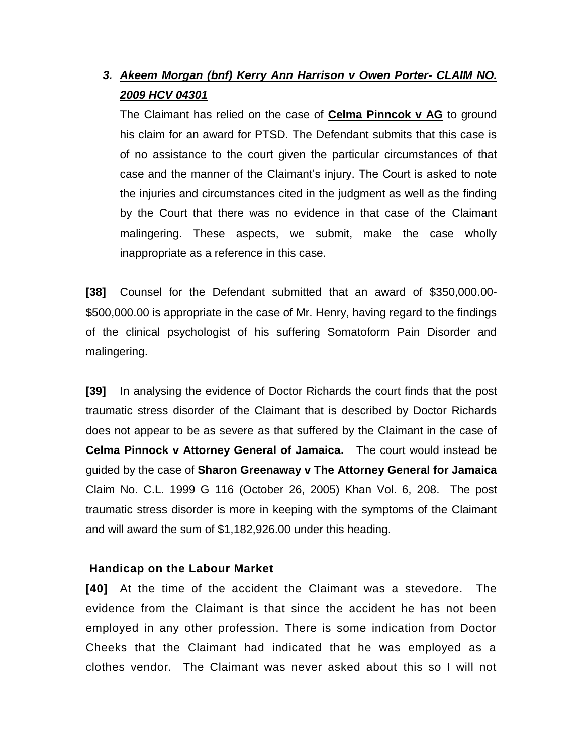3. ***Akeem Morgan (bnf) Kerry Ann Harrison v Owen Porter- CLAIM NO. 2009 HCV 04301***

   The Claimant has relied on the case of **Celma Pinncok v AG** to ground his claim for an award for PTSD. The Defendant submits that this case is of no assistance to the court given the particular circumstances of that case and the manner of the Claimant's injury. The Court is asked to note the injuries and circumstances cited in the judgment as well as the finding by the Court that there was no evidence in that case of the Claimant malingering. These aspects, we submit, make the case wholly inappropriate as a reference in this case.

**[38]** Counsel for the Defendant submitted that an award of $350,000.00-$500,000.00 is appropriate in the case of Mr. Henry, having regard to the findings of the clinical psychologist of his suffering Somatoform Pain Disorder and malingering.

**[39]** In analysing the evidence of Doctor Richards the court finds that the post traumatic stress disorder of the Claimant that is described by Doctor Richards does not appear to be as severe as that suffered by the Claimant in the case of **Celma Pinnock v Attorney General of Jamaica.** The court would instead be guided by the case of **Sharon Greenaway v The Attorney General for Jamaica** Claim No. C.L. 1999 G 116 (October 26, 2005) Khan Vol. 6, 208. The post traumatic stress disorder is more in keeping with the symptoms of the Claimant and will award the sum of $1,182,926.00 under this heading.

### Handicap on the Labour Market

**[40]** At the time of the accident the Claimant was a stevedore. The evidence from the Claimant is that since the accident he has not been employed in any other profession. There is some indication from Doctor Cheeks that the Claimant had indicated that he was employed as a clothes vendor. The Claimant was never asked about this so I will not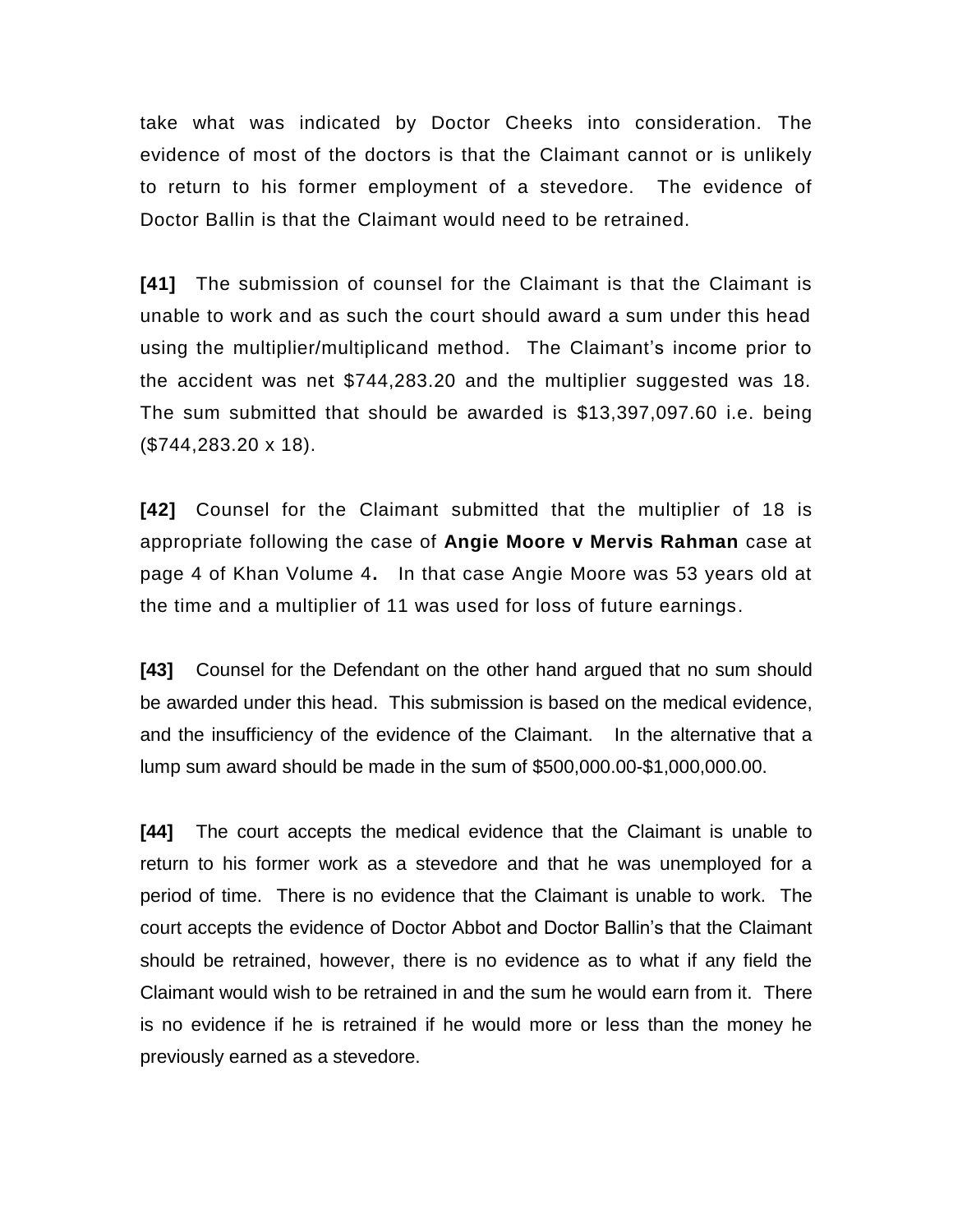take what was indicated by Doctor Cheeks into consideration. The evidence of most of the doctors is that the Claimant cannot or is unlikely to return to his former employment of a stevedore. The evidence of Doctor Ballin is that the Claimant would need to be retrained.

**[41]** The submission of counsel for the Claimant is that the Claimant is unable to work and as such the court should award a sum under this head using the multiplier/multiplicand method. The Claimant's income prior to the accident was net $744,283.20 and the multiplier suggested was 18. The sum submitted that should be awarded is $13,397,097.60 i.e. being ($744,283.20 x 18).

**[42]** Counsel for the Claimant submitted that the multiplier of 18 is appropriate following the case of **Angie Moore v Mervis Rahman** case at page 4 of Khan Volume 4**.** In that case Angie Moore was 53 years old at the time and a multiplier of 11 was used for loss of future earnings.

**[43]** Counsel for the Defendant on the other hand argued that no sum should be awarded under this head. This submission is based on the medical evidence, and the insufficiency of the evidence of the Claimant. In the alternative that a lump sum award should be made in the sum of $500,000.00-$1,000,000.00.

**[44]** The court accepts the medical evidence that the Claimant is unable to return to his former work as a stevedore and that he was unemployed for a period of time. There is no evidence that the Claimant is unable to work. The court accepts the evidence of Doctor Abbot and Doctor Ballin's that the Claimant should be retrained, however, there is no evidence as to what if any field the Claimant would wish to be retrained in and the sum he would earn from it. There is no evidence if he is retrained if he would more or less than the money he previously earned as a stevedore.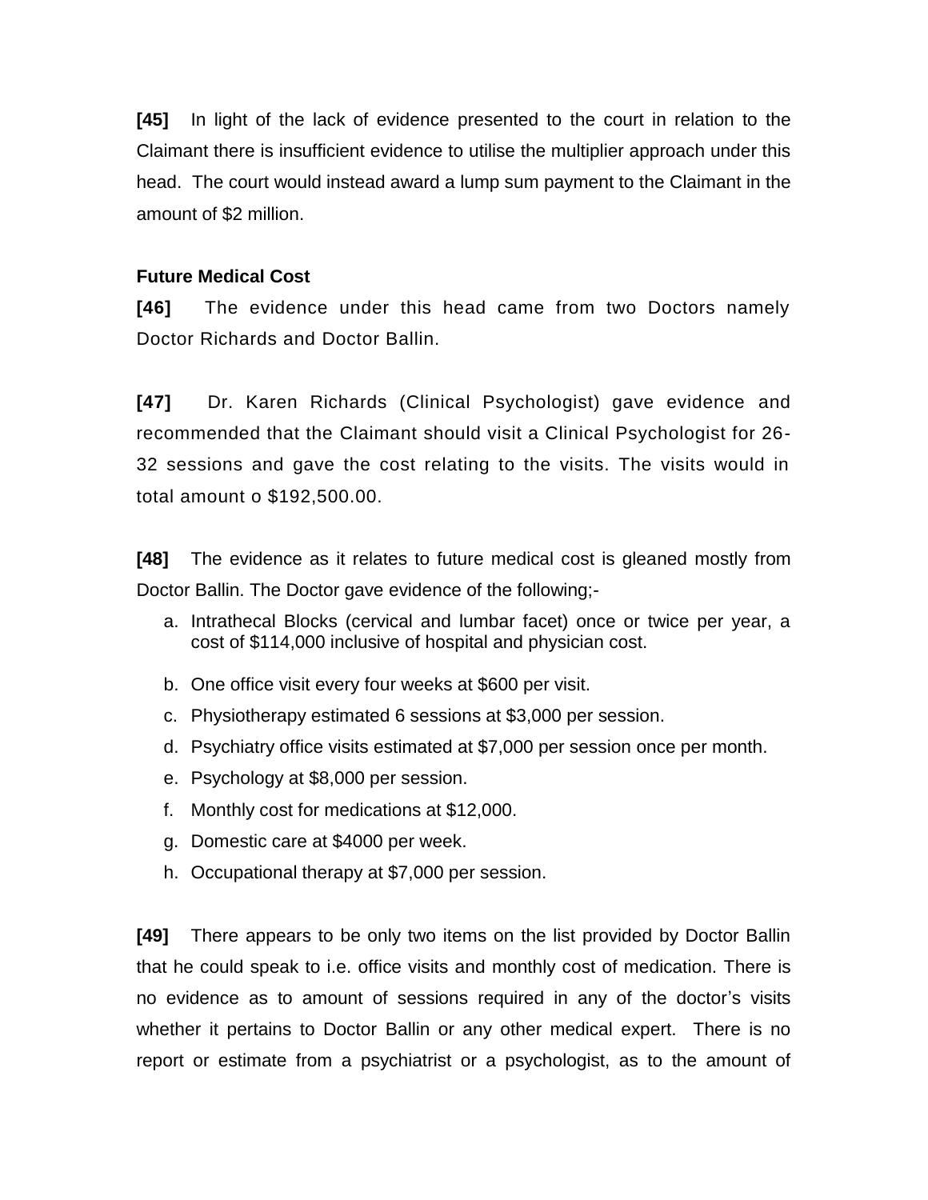**[45]** In light of the lack of evidence presented to the court in relation to the Claimant there is insufficient evidence to utilise the multiplier approach under this head. The court would instead award a lump sum payment to the Claimant in the amount of $2 million.

**Future Medical Cost**

**[46]** The evidence under this head came from two Doctors namely Doctor Richards and Doctor Ballin.

**[47]** Dr. Karen Richards (Clinical Psychologist) gave evidence and recommended that the Claimant should visit a Clinical Psychologist for 26-32 sessions and gave the cost relating to the visits. The visits would in total amount o $192,500.00.

**[48]** The evidence as it relates to future medical cost is gleaned mostly from Doctor Ballin. The Doctor gave evidence of the following;-

a. Intrathecal Blocks (cervical and lumbar facet) once or twice per year, a cost of $114,000 inclusive of hospital and physician cost.
b. One office visit every four weeks at $600 per visit.
c. Physiotherapy estimated 6 sessions at $3,000 per session.
d. Psychiatry office visits estimated at $7,000 per session once per month.
e. Psychology at $8,000 per session.
f. Monthly cost for medications at $12,000.
g. Domestic care at $4000 per week.
h. Occupational therapy at $7,000 per session.

**[49]** There appears to be only two items on the list provided by Doctor Ballin that he could speak to i.e. office visits and monthly cost of medication. There is no evidence as to amount of sessions required in any of the doctor's visits whether it pertains to Doctor Ballin or any other medical expert. There is no report or estimate from a psychiatrist or a psychologist, as to the amount of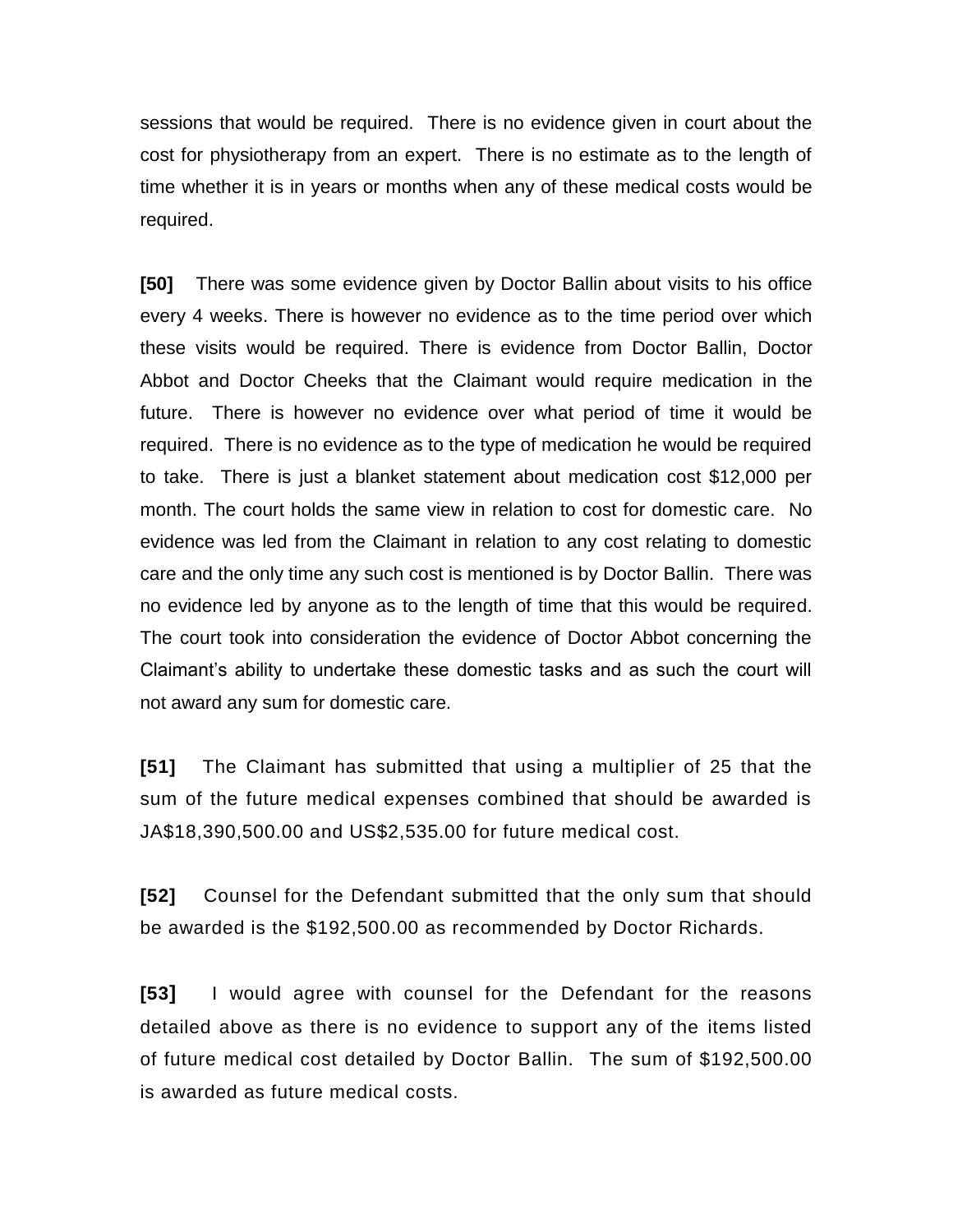sessions that would be required. There is no evidence given in court about the cost for physiotherapy from an expert. There is no estimate as to the length of time whether it is in years or months when any of these medical costs would be required.

**[50]** There was some evidence given by Doctor Ballin about visits to his office every 4 weeks. There is however no evidence as to the time period over which these visits would be required. There is evidence from Doctor Ballin, Doctor Abbot and Doctor Cheeks that the Claimant would require medication in the future. There is however no evidence over what period of time it would be required. There is no evidence as to the type of medication he would be required to take. There is just a blanket statement about medication cost $12,000 per month. The court holds the same view in relation to cost for domestic care. No evidence was led from the Claimant in relation to any cost relating to domestic care and the only time any such cost is mentioned is by Doctor Ballin. There was no evidence led by anyone as to the length of time that this would be required. The court took into consideration the evidence of Doctor Abbot concerning the Claimant's ability to undertake these domestic tasks and as such the court will not award any sum for domestic care.

**[51]** The Claimant has submitted that using a multiplier of 25 that the sum of the future medical expenses combined that should be awarded is JA$18,390,500.00 and US$2,535.00 for future medical cost.

**[52]** Counsel for the Defendant submitted that the only sum that should be awarded is the $192,500.00 as recommended by Doctor Richards.

**[53]** I would agree with counsel for the Defendant for the reasons detailed above as there is no evidence to support any of the items listed of future medical cost detailed by Doctor Ballin. The sum of $192,500.00 is awarded as future medical costs.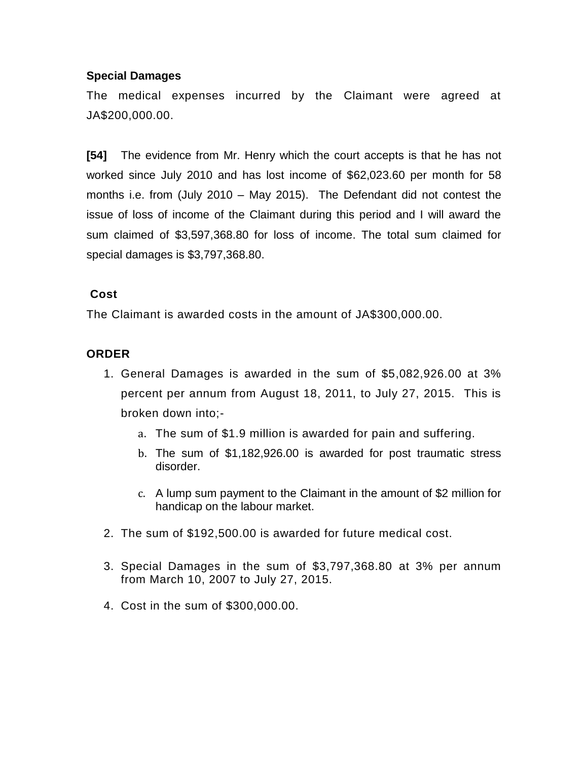**Special Damages**

The medical expenses incurred by the Claimant were agreed at JA$200,000.00.

**[54]** The evidence from Mr. Henry which the court accepts is that he has not worked since July 2010 and has lost income of $62,023.60 per month for 58 months i.e. from (July 2010 – May 2015). The Defendant did not contest the issue of loss of income of the Claimant during this period and I will award the sum claimed of $3,597,368.80 for loss of income. The total sum claimed for special damages is $3,797,368.80.

**Cost**

The Claimant is awarded costs in the amount of JA$300,000.00.

**ORDER**

1. General Damages is awarded in the sum of $5,082,926.00 at 3% percent per annum from August 18, 2011, to July 27, 2015. This is broken down into;-
   a. The sum of $1.9 million is awarded for pain and suffering.
   b. The sum of $1,182,926.00 is awarded for post traumatic stress disorder.
   c. A lump sum payment to the Claimant in the amount of $2 million for handicap on the labour market.
2. The sum of $192,500.00 is awarded for future medical cost.
3. Special Damages in the sum of $3,797,368.80 at 3% per annum from March 10, 2007 to July 27, 2015.
4. Cost in the sum of $300,000.00.